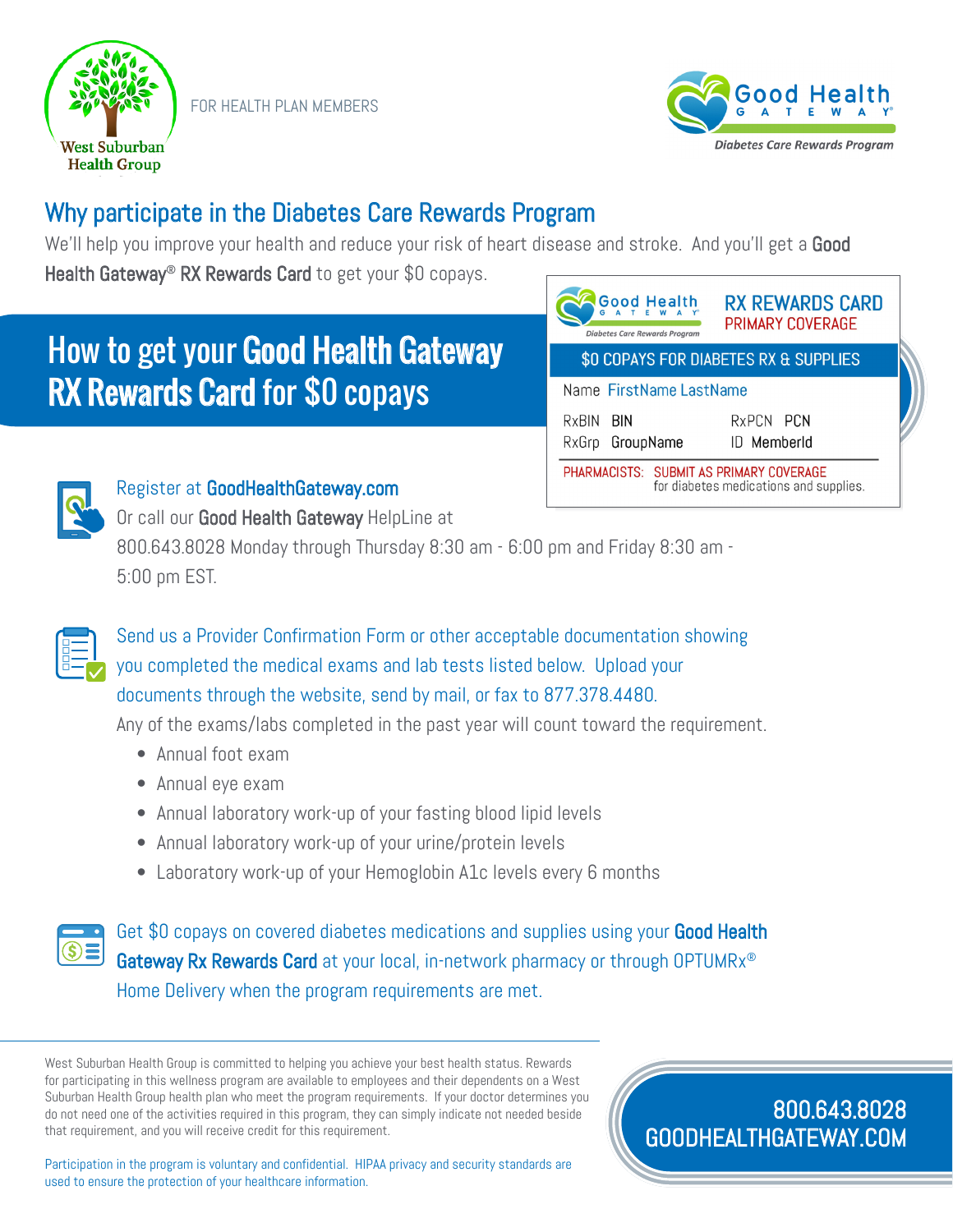West Suburban Health Group

FOR HEALTH PLAN MEMBERS

Good Health Gateway®
*Diabetes Care Rewards Program*

## Why participate in the Diabetes Care Rewards Program

We'll help you improve your health and reduce your risk of heart disease and stroke. And you'll get a **Good Health Gateway® RX Rewards Card** to get your $0 copays.

## How to get your **Good Health Gateway RX Rewards Card** for $0 copays

**Good Health Gateway** — *Diabetes Care Rewards Program*
**RX REWARDS CARD**
**PRIMARY COVERAGE**

$0 COPAYS FOR DIABETES RX & SUPPLIES

Name FirstName LastName

RxBIN BIN RxPCN PCN
RxGrp GroupName ID MemberId

PHARMACISTS: SUBMIT AS PRIMARY COVERAGE for diabetes medications and supplies.

Register at **GoodHealthGateway.com**
Or call our **Good Health Gateway** HelpLine at 800.643.8028 Monday through Thursday 8:30 am - 6:00 pm and Friday 8:30 am - 5:00 pm EST.

Send us a Provider Confirmation Form or other acceptable documentation showing you completed the medical exams and lab tests listed below. Upload your documents through the website, send by mail, or fax to 877.378.4480.
Any of the exams/labs completed in the past year will count toward the requirement.

- Annual foot exam
- Annual eye exam
- Annual laboratory work-up of your fasting blood lipid levels
- Annual laboratory work-up of your urine/protein levels
- Laboratory work-up of your Hemoglobin A1c levels every 6 months

Get $0 copays on covered diabetes medications and supplies using your **Good Health Gateway Rx Rewards Card** at your local, in-network pharmacy or through OPTUMRx® Home Delivery when the program requirements are met.

West Suburban Health Group is committed to helping you achieve your best health status. Rewards for participating in this wellness program are available to employees and their dependents on a West Suburban Health Group health plan who meet the program requirements. If your doctor determines you do not need one of the activities required in this program, they can simply indicate not needed beside that requirement, and you will receive credit for this requirement.

Participation in the program is voluntary and confidential. HIPAA privacy and security standards are used to ensure the protection of your healthcare information.

800.643.8028
GOODHEALTHGATEWAY.COM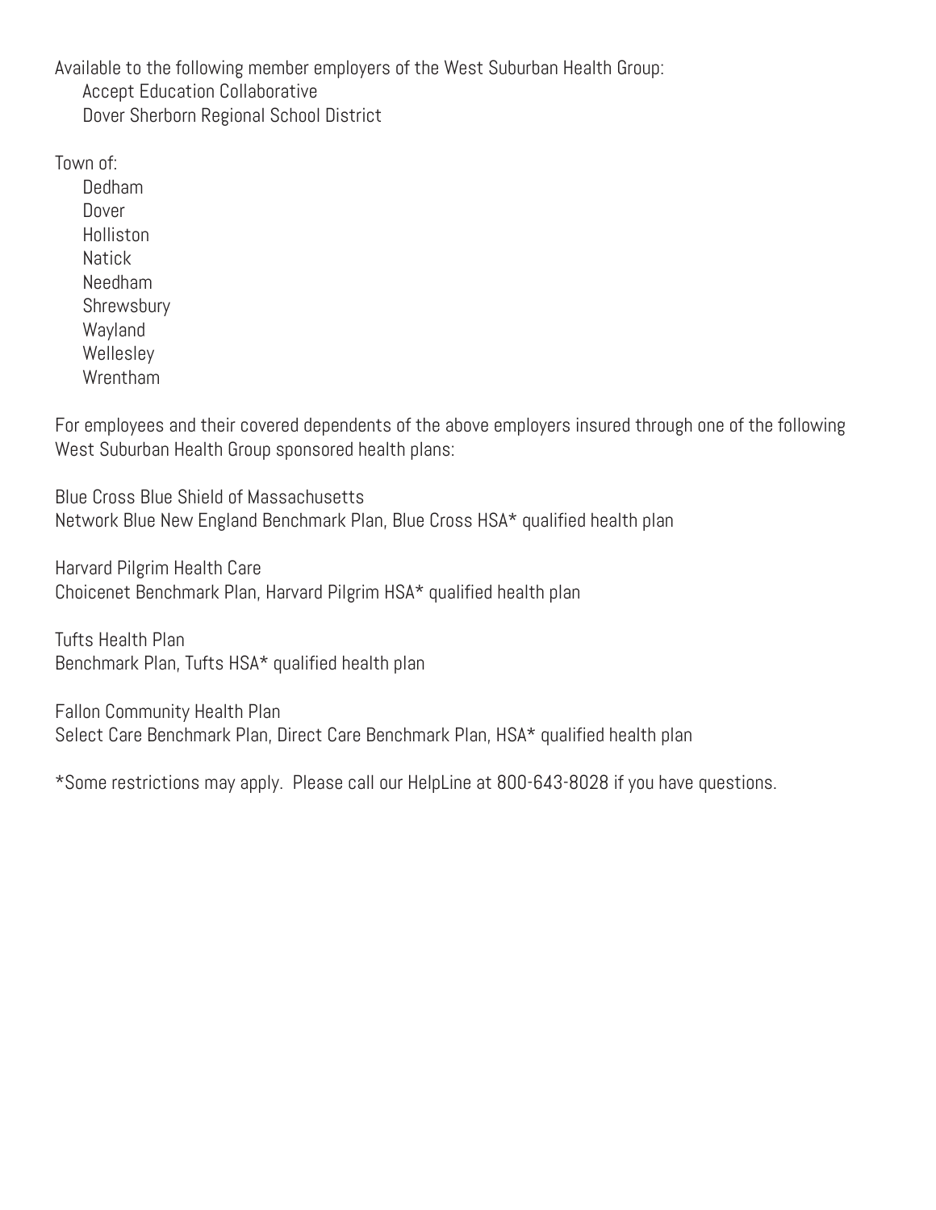Available to the following member employers of the West Suburban Health Group:

- Accept Education Collaborative
- Dover Sherborn Regional School District

Town of:

- Dedham
- Dover
- Holliston
- Natick
- Needham
- Shrewsbury
- Wayland
- Wellesley
- Wrentham

For employees and their covered dependents of the above employers insured through one of the following West Suburban Health Group sponsored health plans:

Blue Cross Blue Shield of Massachusetts
Network Blue New England Benchmark Plan, Blue Cross HSA* qualified health plan

Harvard Pilgrim Health Care
Choicenet Benchmark Plan, Harvard Pilgrim HSA* qualified health plan

Tufts Health Plan
Benchmark Plan, Tufts HSA* qualified health plan

Fallon Community Health Plan
Select Care Benchmark Plan, Direct Care Benchmark Plan, HSA* qualified health plan

*Some restrictions may apply. Please call our HelpLine at 800-643-8028 if you have questions.